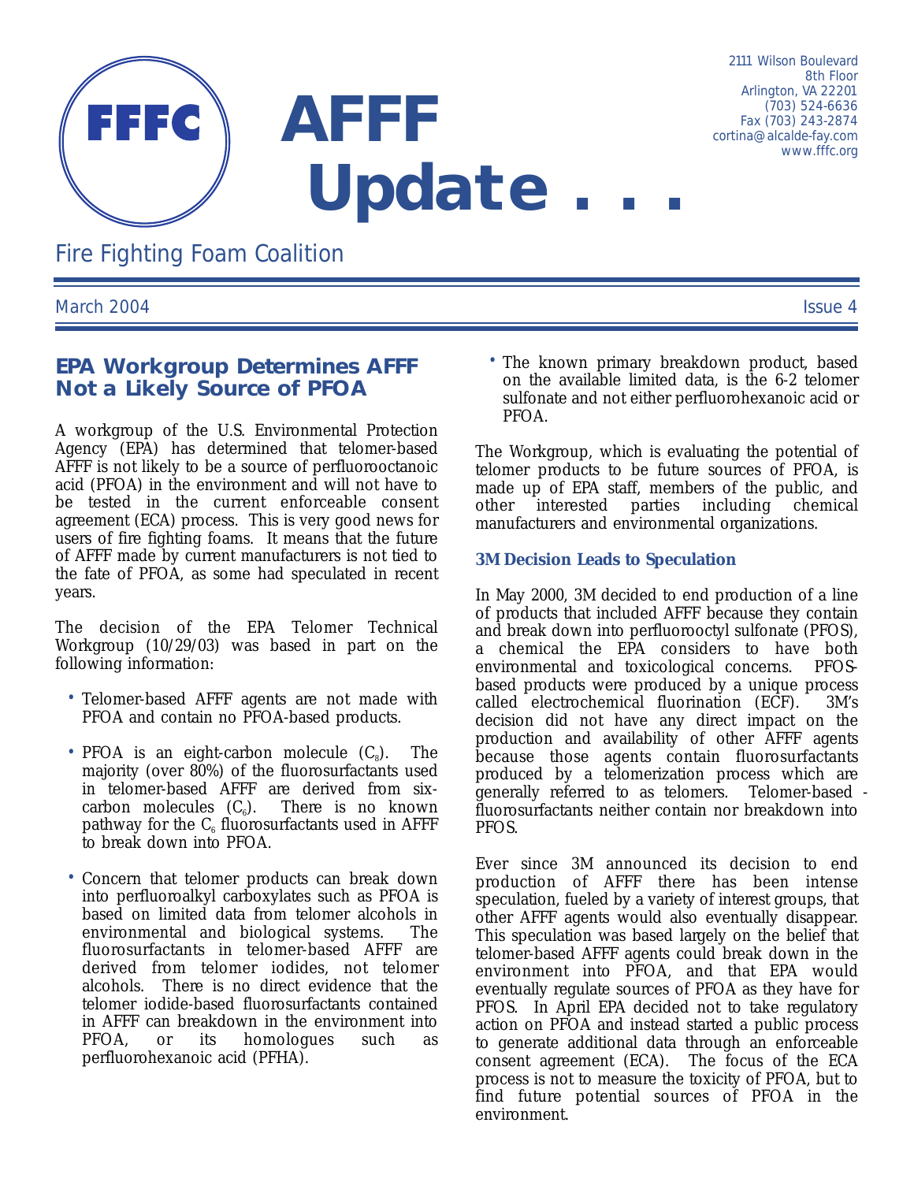# AFFF Update . . .

FFFC

2111 Wilson Boulevard
8th Floor
Arlington, VA 22201
(703) 524-6636
Fax (703) 243-2874
cortina@alcalde-fay.com
www.fffc.org

Fire Fighting Foam Coalition

March 2004 | Issue 4

## EPA Workgroup Determines AFFF Not a Likely Source of PFOA

A workgroup of the U.S. Environmental Protection Agency (EPA) has determined that telomer-based AFFF is not likely to be a source of perfluorooctanoic acid (PFOA) in the environment and will not have to be tested in the current enforceable consent agreement (ECA) process. This is very good news for users of fire fighting foams. It means that the future of AFFF made by current manufacturers is not tied to the fate of PFOA, as some had speculated in recent years.

The decision of the EPA Telomer Technical Workgroup (10/29/03) was based in part on the following information:

- Telomer-based AFFF agents are not made with PFOA and contain no PFOA-based products.
- PFOA is an eight-carbon molecule ($C_8$). The majority (over 80%) of the fluorosurfactants used in telomer-based AFFF are derived from six-carbon molecules ($C_6$). There is no known pathway for the $C_6$ fluorosurfactants used in AFFF to break down into PFOA.
- Concern that telomer products can break down into perfluoroalkyl carboxylates such as PFOA is based on limited data from telomer alcohols in environmental and biological systems. The fluorosurfactants in telomer-based AFFF are derived from telomer iodides, not telomer alcohols. There is no direct evidence that the telomer iodide-based fluorosurfactants contained in AFFF can breakdown in the environment into PFOA, or its homologues such as perfluorohexanoic acid (PFHA).
- The known primary breakdown product, based on the available limited data, is the 6-2 telomer sulfonate and not either perfluorohexanoic acid or PFOA.

The Workgroup, which is evaluating the potential of telomer products to be future sources of PFOA, is made up of EPA staff, members of the public, and other interested parties including chemical manufacturers and environmental organizations.

### 3M Decision Leads to Speculation

In May 2000, 3M decided to end production of a line of products that included AFFF because they contain and break down into perfluorooctyl sulfonate (PFOS), a chemical the EPA considers to have both environmental and toxicological concerns. PFOS-based products were produced by a unique process called electrochemical fluorination (ECF). 3M's decision did not have any direct impact on the production and availability of other AFFF agents because those agents contain fluorosurfactants produced by a telomerization process which are generally referred to as telomers. Telomer-based fluorosurfactants neither contain nor breakdown into PFOS.

Ever since 3M announced its decision to end production of AFFF there has been intense speculation, fueled by a variety of interest groups, that other AFFF agents would also eventually disappear. This speculation was based largely on the belief that telomer-based AFFF agents could break down in the environment into PFOA, and that EPA would eventually regulate sources of PFOA as they have for PFOS. In April EPA decided not to take regulatory action on PFOA and instead started a public process to generate additional data through an enforceable consent agreement (ECA). The focus of the ECA process is not to measure the toxicity of PFOA, but to find future potential sources of PFOA in the environment.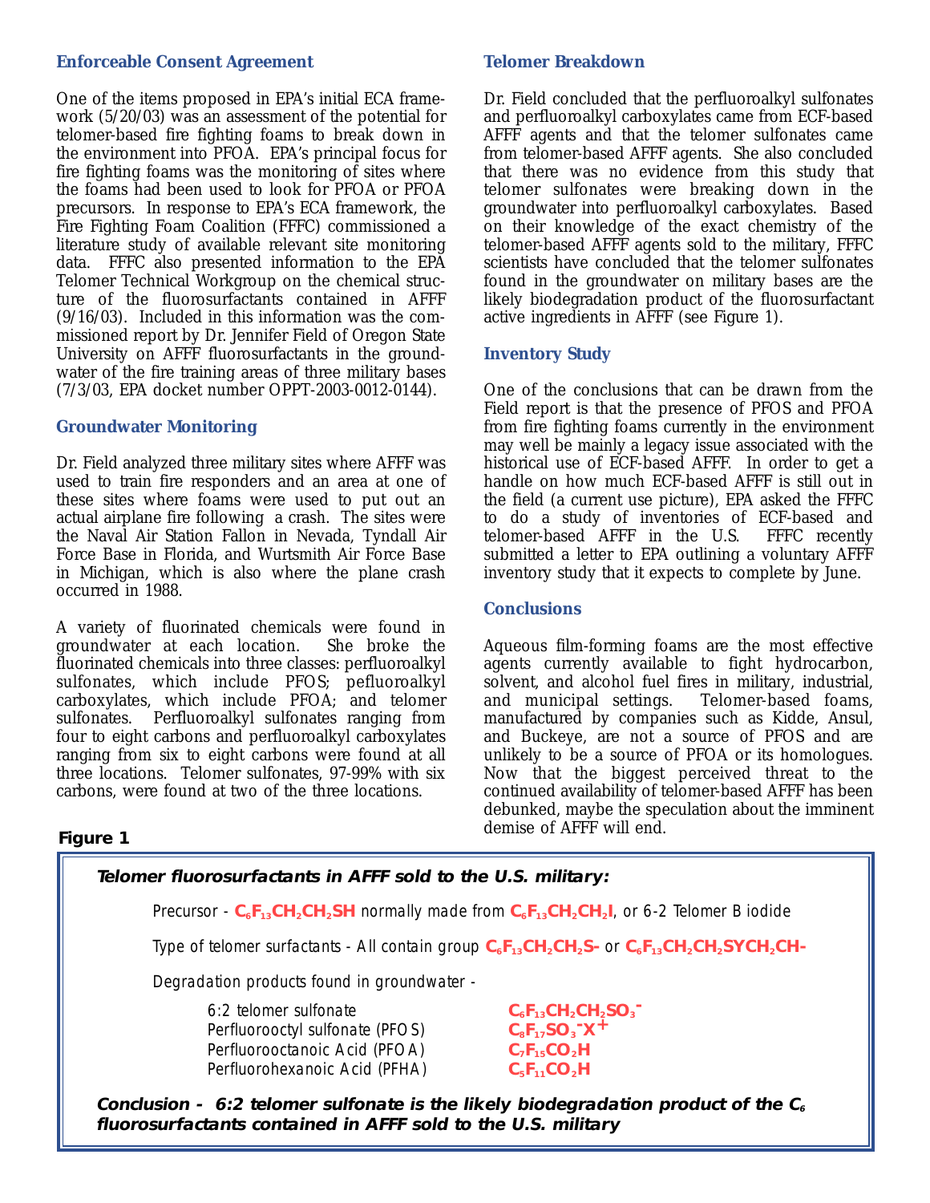### Enforceable Consent Agreement

One of the items proposed in EPA's initial ECA framework (5/20/03) was an assessment of the potential for telomer-based fire fighting foams to break down in the environment into PFOA. EPA's principal focus for fire fighting foams was the monitoring of sites where the foams had been used to look for PFOA or PFOA precursors. In response to EPA's ECA framework, the Fire Fighting Foam Coalition (FFFC) commissioned a literature study of available relevant site monitoring data. FFFC also presented information to the EPA Telomer Technical Workgroup on the chemical structure of the fluorosurfactants contained in AFFF (9/16/03). Included in this information was the commissioned report by Dr. Jennifer Field of Oregon State University on AFFF fluorosurfactants in the groundwater of the fire training areas of three military bases (7/3/03, EPA docket number OPPT-2003-0012-0144).

### Groundwater Monitoring

Dr. Field analyzed three military sites where AFFF was used to train fire responders and an area at one of these sites where foams were used to put out an actual airplane fire following a crash. The sites were the Naval Air Station Fallon in Nevada, Tyndall Air Force Base in Florida, and Wurtsmith Air Force Base in Michigan, which is also where the plane crash occurred in 1988.

A variety of fluorinated chemicals were found in groundwater at each location. She broke the fluorinated chemicals into three classes: perfluoroalkyl sulfonates, which include PFOS; pefluoroalkyl carboxylates, which include PFOA; and telomer sulfonates. Perfluoroalkyl sulfonates ranging from four to eight carbons and perfluoroalkyl carboxylates ranging from six to eight carbons were found at all three locations. Telomer sulfonates, 97-99% with six carbons, were found at two of the three locations.

### Telomer Breakdown

Dr. Field concluded that the perfluoroalkyl sulfonates and perfluoroalkyl carboxylates came from ECF-based AFFF agents and that the telomer sulfonates came from telomer-based AFFF agents. She also concluded that there was no evidence from this study that telomer sulfonates were breaking down in the groundwater into perfluoroalkyl carboxylates. Based on their knowledge of the exact chemistry of the telomer-based AFFF agents sold to the military, FFFC scientists have concluded that the telomer sulfonates found in the groundwater on military bases are the likely biodegradation product of the fluorosurfactant active ingredients in AFFF (see Figure 1).

### Inventory Study

One of the conclusions that can be drawn from the Field report is that the presence of PFOS and PFOA from fire fighting foams currently in the environment may well be mainly a legacy issue associated with the historical use of ECF-based AFFF. In order to get a handle on how much ECF-based AFFF is still out in the field (a current use picture), EPA asked the FFFC to do a study of inventories of ECF-based and telomer-based AFFF in the U.S. FFFC recently submitted a letter to EPA outlining a voluntary AFFF inventory study that it expects to complete by June.

### Conclusions

Aqueous film-forming foams are the most effective agents currently available to fight hydrocarbon, solvent, and alcohol fuel fires in military, industrial, and municipal settings. Telomer-based foams, manufactured by companies such as Kidde, Ansul, and Buckeye, are not a source of PFOS and are unlikely to be a source of PFOA or its homologues. Now that the biggest perceived threat to the continued availability of telomer-based AFFF has been debunked, maybe the speculation about the imminent demise of AFFF will end.

**Figure 1**

***Telomer fluorosurfactants in AFFF sold to the U.S. military:***

*Precursor -* $C_6F_{13}CH_2CH_2SH$ *normally made from* $C_6F_{13}CH_2CH_2I$*, or 6-2 Telomer B iodide*

*Type of telomer surfactants - All contain group* $C_6F_{13}CH_2CH_2S$- *or* $C_6F_{13}CH_2CH_2SYCH_2CH$-

*Degradation products found in groundwater -*

| | |
|---|---|
| 6:2 telomer sulfonate | $C_6F_{13}CH_2CH_2SO_3^-$ |
| Perfluorooctyl sulfonate (PFOS) | $C_8F_{17}SO_3^-X^+$ |
| Perfluorooctanoic Acid (PFOA) | $C_7F_{15}CO_2H$ |
| Perfluorohexanoic Acid (PFHA) | $C_5F_{11}CO_2H$ |

***Conclusion - 6:2 telomer sulfonate is the likely biodegradation product of the*** $C_6$ ***fluorosurfactants contained in AFFF sold to the U.S. military***